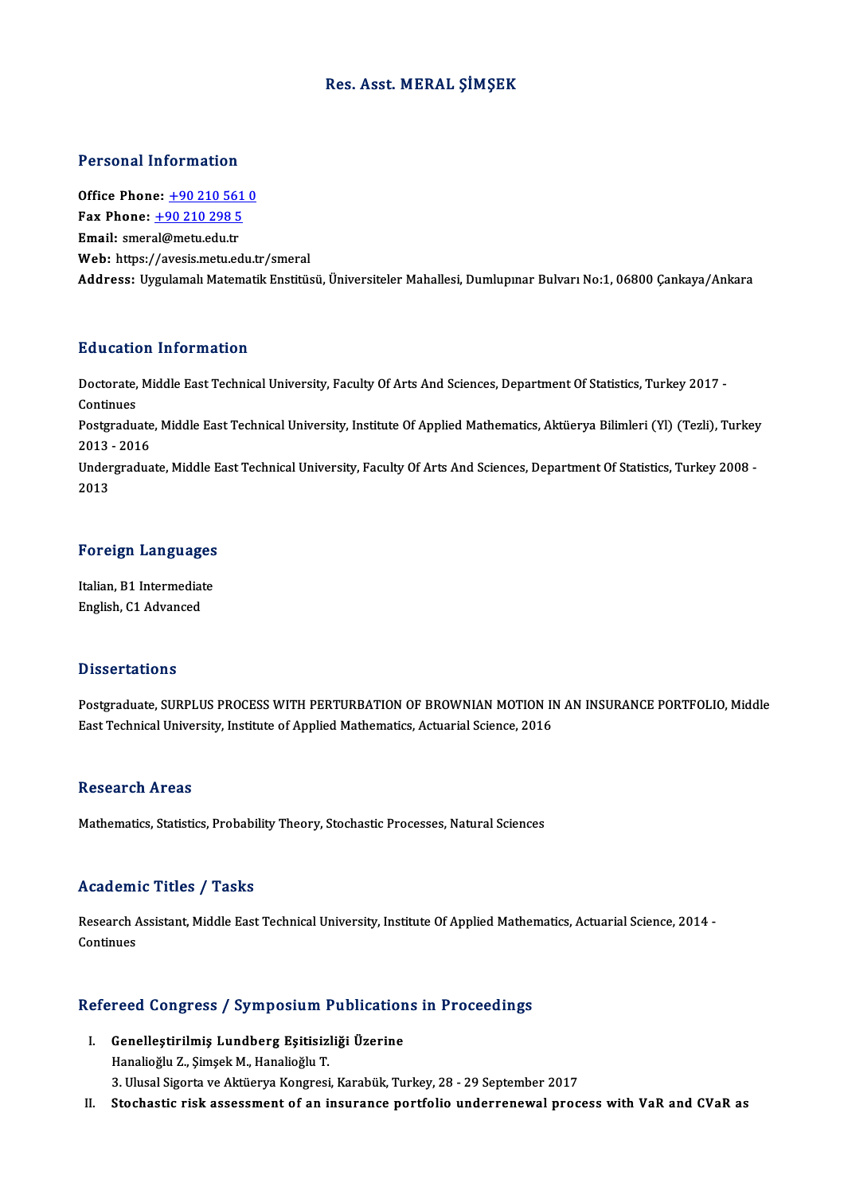# Res. Asst. MERAL ŞİMŞEK

## Personal Information

**Office Phone:** +90 210 561 0
**Fax Phone:** +90 210 298 5
**Email:** smeral@metu.edu.tr
**Web:** https://avesis.metu.edu.tr/smeral
**Address:** Uygulamalı Matematik Enstitüsü, Üniversiteler Mahallesi, Dumlupınar Bulvarı No:1, 06800 Çankaya/Ankara

## Education Information

Doctorate, Middle East Technical University, Faculty Of Arts And Sciences, Department Of Statistics, Turkey 2017 - Continues
Postgraduate, Middle East Technical University, Institute Of Applied Mathematics, Aktüerya Bilimleri (Yl) (Tezli), Turkey 2013 - 2016
Undergraduate, Middle East Technical University, Faculty Of Arts And Sciences, Department Of Statistics, Turkey 2008 - 2013

## Foreign Languages

Italian, B1 Intermediate
English, C1 Advanced

## Dissertations

Postgraduate, SURPLUS PROCESS WITH PERTURBATION OF BROWNIAN MOTION IN AN INSURANCE PORTFOLIO, Middle East Technical University, Institute of Applied Mathematics, Actuarial Science, 2016

## Research Areas

Mathematics, Statistics, Probability Theory, Stochastic Processes, Natural Sciences

## Academic Titles / Tasks

Research Assistant, Middle East Technical University, Institute Of Applied Mathematics, Actuarial Science, 2014 - Continues

## Refereed Congress / Symposium Publications in Proceedings

I. **Genelleştirilmiş Lundberg Eşitisizliği Üzerine**
Hanalioğlu Z., Şimşek M., Hanalioğlu T.
3. Ulusal Sigorta ve Aktüerya Kongresi, Karabük, Turkey, 28 - 29 September 2017

II. **Stochastic risk assessment of an insurance portfolio underrenewal process with VaR and CVaR as**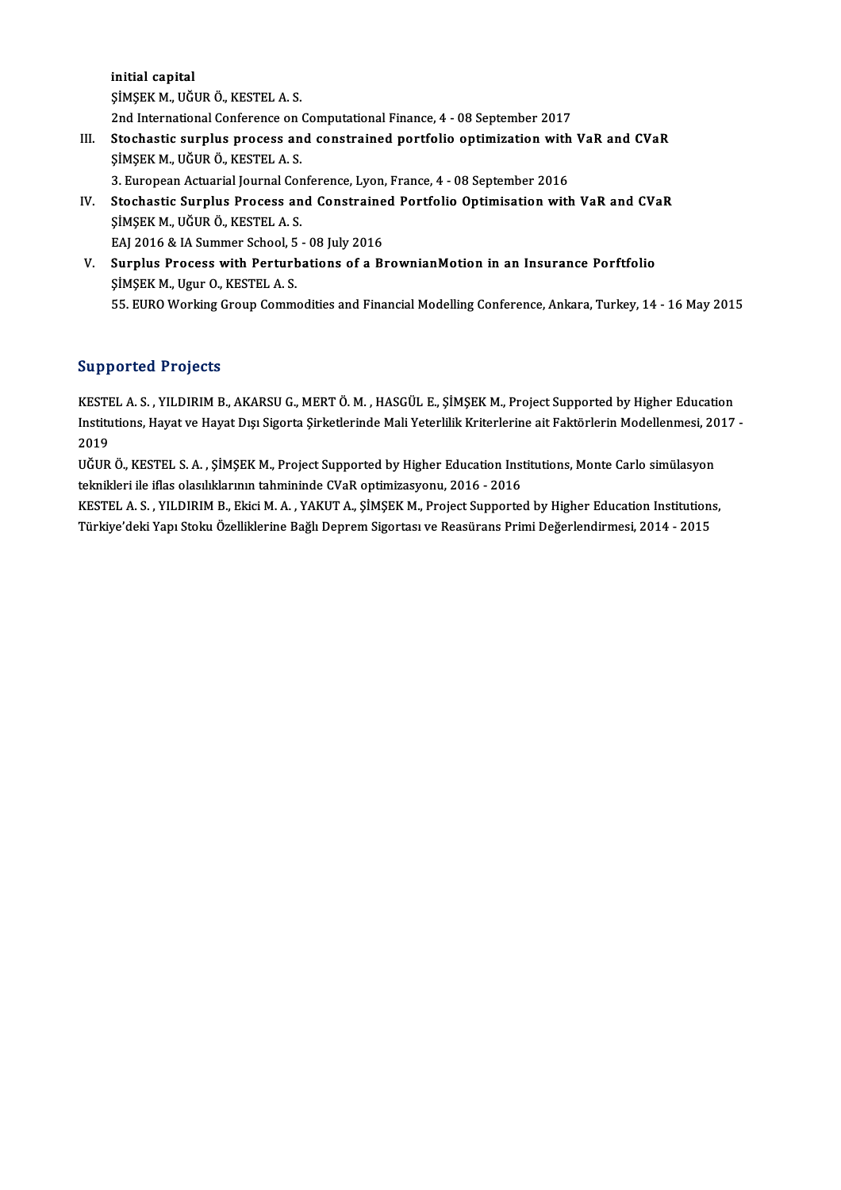initial capital
ŞİMŞEK M., UĞUR Ö., KESTEL A. S.
2nd International Conference on Computational Finance, 4 - 08 September 2017

III. **Stochastic surplus process and constrained portfolio optimization with VaR and CVaR**
ŞİMŞEK M., UĞUR Ö., KESTEL A. S.
3. European Actuarial Journal Conference, Lyon, France, 4 - 08 September 2016

IV. **Stochastic Surplus Process and Constrained Portfolio Optimisation with VaR and CVaR**
ŞİMŞEK M., UĞUR Ö., KESTEL A. S.
EAJ 2016 & IA Summer School, 5 - 08 July 2016

V. **Surplus Process with Perturbations of a BrownianMotion in an Insurance Porftfolio**
ŞİMŞEK M., Ugur O., KESTEL A. S.
55. EURO Working Group Commodities and Financial Modelling Conference, Ankara, Turkey, 14 - 16 May 2015

## Supported Projects

KESTEL A. S. , YILDIRIM B., AKARSU G., MERT Ö. M. , HASGÜL E., ŞİMŞEK M., Project Supported by Higher Education Institutions, Hayat ve Hayat Dışı Sigorta Şirketlerinde Mali Yeterlilik Kriterlerine ait Faktörlerin Modellenmesi, 2017 - 2019

UĞUR Ö., KESTEL S. A. , ŞİMŞEK M., Project Supported by Higher Education Institutions, Monte Carlo simülasyon teknikleri ile iflas olasılıklarının tahmininde CVaR optimizasyonu, 2016 - 2016

KESTEL A. S. , YILDIRIM B., Ekici M. A. , YAKUT A., ŞİMŞEK M., Project Supported by Higher Education Institutions, Türkiye'deki Yapı Stoku Özelliklerine Bağlı Deprem Sigortası ve Reasürans Primi Değerlendirmesi, 2014 - 2015